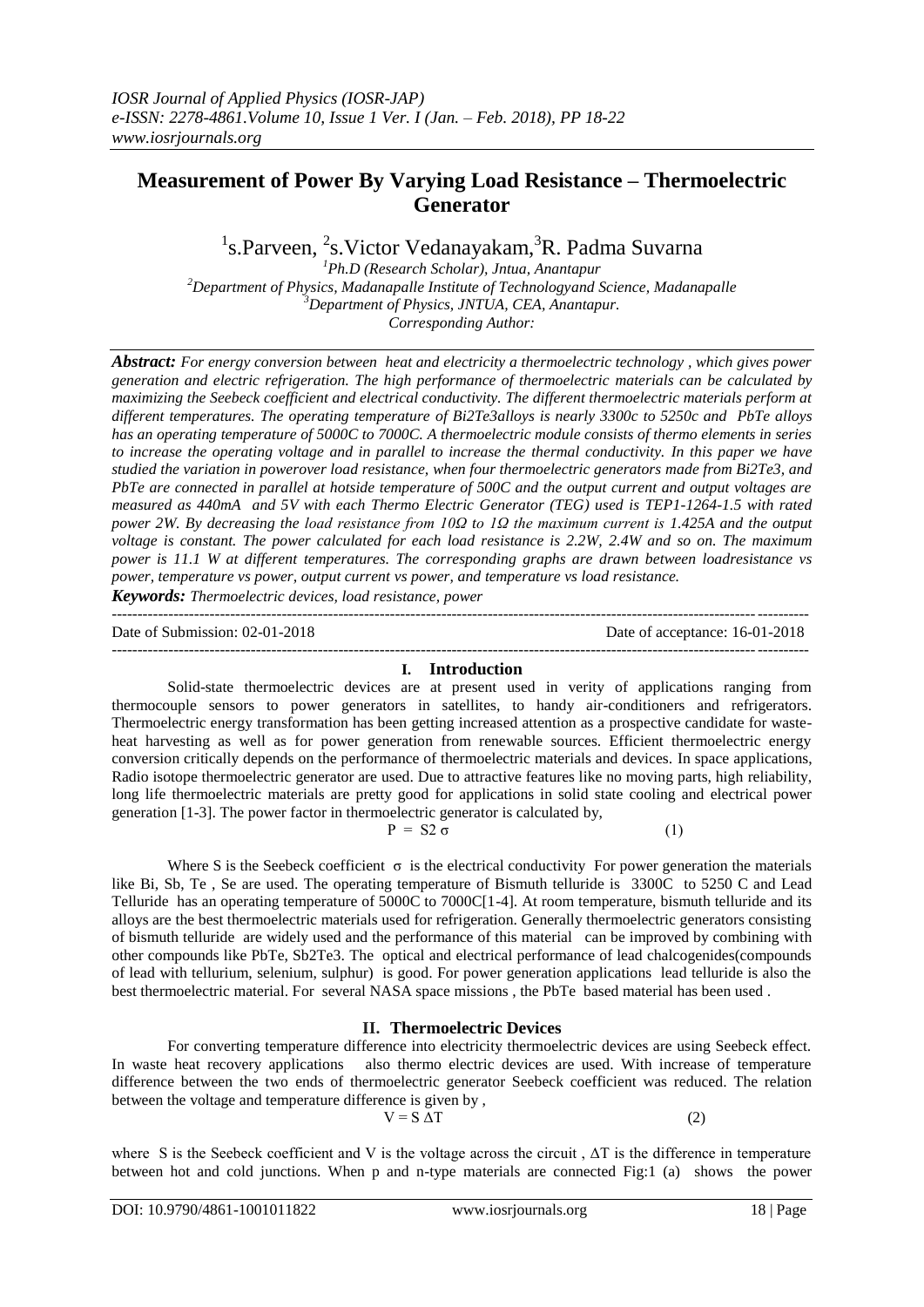# Measurement of Power By Varying Load Resistance – Thermoelectric Generator

[1]s.Parveen, [2]s.Victor Vedanayakam,[3]R. Padma Suvarna

[1]Ph.D (Research Scholar), Jntua, Anantapur
[2]Department of Physics, Madanapalle Institute of Technologyand Science, Madanapalle
[3]Department of Physics, JNTUA, CEA, Anantapur.
*Corresponding Author:*

***Abstract:*** *For energy conversion between heat and electricity a thermoelectric technology , which gives power generation and electric refrigeration. The high performance of thermoelectric materials can be calculated by maximizing the Seebeck coefficient and electrical conductivity. The different thermoelectric materials perform at different temperatures. The operating temperature of Bi2Te3alloys is nearly 3300c to 5250c and PbTe alloys has an operating temperature of 5000C to 7000C. A thermoelectric module consists of thermo elements in series to increase the operating voltage and in parallel to increase the thermal conductivity. In this paper we have studied the variation in powerover load resistance, when four thermoelectric generators made from Bi2Te3, and PbTe are connected in parallel at hotside temperature of 500C and the output current and output voltages are measured as 440mA and 5V with each Thermo Electric Generator (TEG) used is TEP1-1264-1.5 with rated power 2W. By decreasing the load resistance from 10Ω to 1Ω the maximum current is 1.425A and the output voltage is constant. The power calculated for each load resistance is 2.2W, 2.4W and so on. The maximum power is 11.1 W at different temperatures. The corresponding graphs are drawn between loadresistance vs power, temperature vs power, output current vs power, and temperature vs load resistance.*

***Keywords:*** *Thermoelectric devices, load resistance, power*

---

Date of Submission: 02-01-2018 Date of acceptance: 16-01-2018

---

## I. Introduction

Solid-state thermoelectric devices are at present used in verity of applications ranging from thermocouple sensors to power generators in satellites, to handy air-conditioners and refrigerators. Thermoelectric energy transformation has been getting increased attention as a prospective candidate for waste-heat harvesting as well as for power generation from renewable sources. Efficient thermoelectric energy conversion critically depends on the performance of thermoelectric materials and devices. In space applications, Radio isotope thermoelectric generator are used. Due to attractive features like no moving parts, high reliability, long life thermoelectric materials are pretty good for applications in solid state cooling and electrical power generation [1-3]. The power factor in thermoelectric generator is calculated by,

$$P = S2\,\sigma \qquad (1)$$

Where S is the Seebeck coefficient $\sigma$ is the electrical conductivity For power generation the materials like Bi, Sb, Te , Se are used. The operating temperature of Bismuth telluride is 3300C to 5250 C and Lead Telluride has an operating temperature of 5000C to 7000C[1-4]. At room temperature, bismuth telluride and its alloys are the best thermoelectric materials used for refrigeration. Generally thermoelectric generators consisting of bismuth telluride are widely used and the performance of this material can be improved by combining with other compounds like PbTe, Sb2Te3. The optical and electrical performance of lead chalcogenides(compounds of lead with tellurium, selenium, sulphur) is good. For power generation applications lead telluride is also the best thermoelectric material. For several NASA space missions , the PbTe based material has been used .

## II. Thermoelectric Devices

For converting temperature difference into electricity thermoelectric devices are using Seebeck effect. In waste heat recovery applications also thermo electric devices are used. With increase of temperature difference between the two ends of thermoelectric generator Seebeck coefficient was reduced. The relation between the voltage and temperature difference is given by ,

$$V = S\,\Delta T \qquad (2)$$

where S is the Seebeck coefficient and V is the voltage across the circuit , $\Delta T$ is the difference in temperature between hot and cold junctions. When p and n-type materials are connected Fig:1 (a) shows the power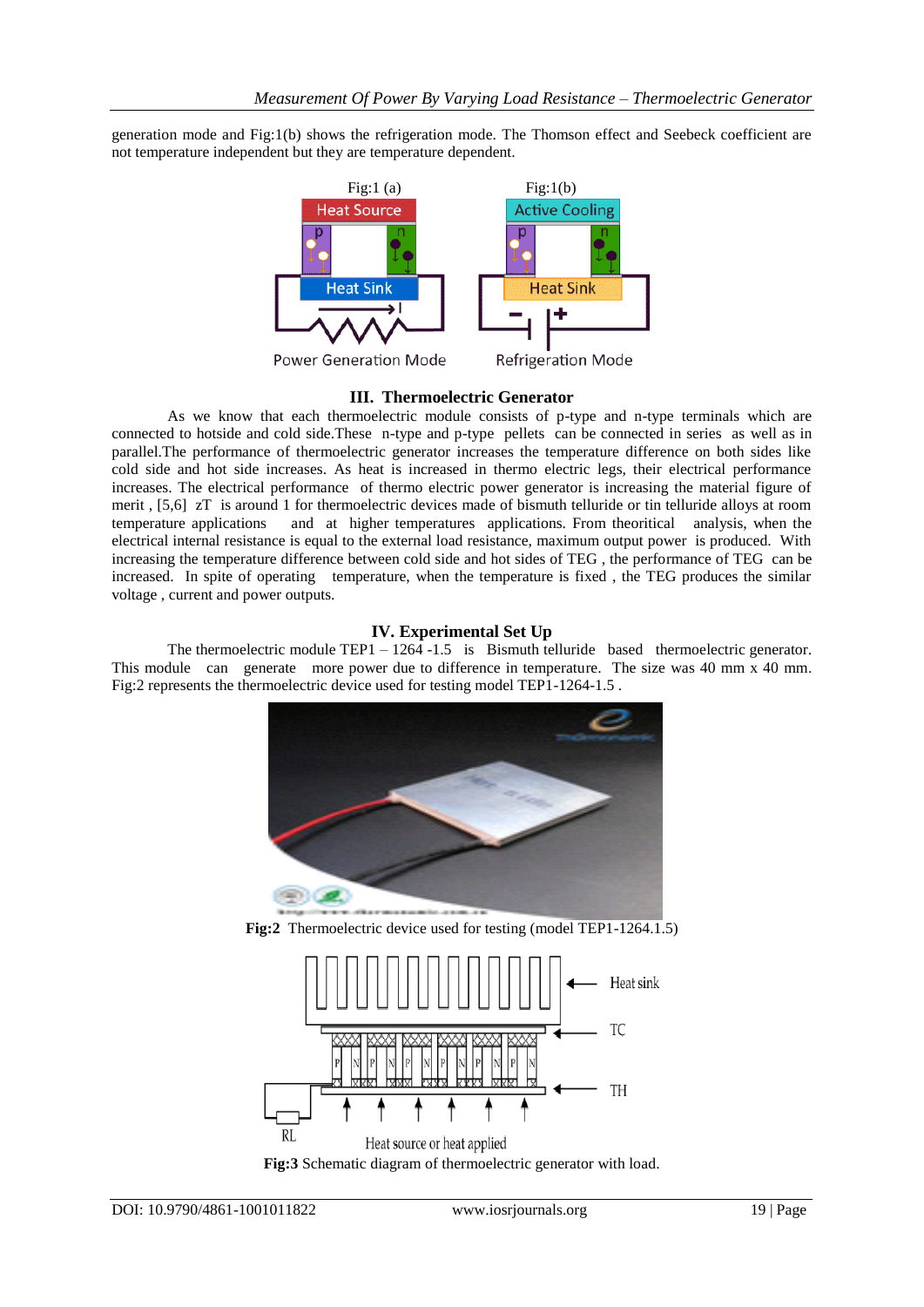generation mode and Fig:1(b) shows the refrigeration mode. The Thomson effect and Seebeck coefficient are not temperature independent but they are temperature dependent.

Fig:1 (a) Power Generation Mode

Fig:1(b) Refrigeration Mode

## III. Thermoelectric Generator

As we know that each thermoelectric module consists of p-type and n-type terminals which are connected to hotside and cold side.These n-type and p-type pellets can be connected in series as well as in parallel.The performance of thermoelectric generator increases the temperature difference on both sides like cold side and hot side increases. As heat is increased in thermo electric legs, their electrical performance increases. The electrical performance of thermo electric power generator is increasing the material figure of merit , [5,6] zT is around 1 for thermoelectric devices made of bismuth telluride or tin telluride alloys at room temperature applications and at higher temperatures applications. From theoritical analysis, when the electrical internal resistance is equal to the external load resistance, maximum output power is produced. With increasing the temperature difference between cold side and hot sides of TEG , the performance of TEG can be increased. In spite of operating temperature, when the temperature is fixed , the TEG produces the similar voltage , current and power outputs.

## IV. Experimental Set Up

The thermoelectric module TEP1 – 1264 -1.5 is Bismuth telluride based thermoelectric generator. This module can generate more power due to difference in temperature. The size was 40 mm x 40 mm. Fig:2 represents the thermoelectric device used for testing model TEP1-1264-1.5 .

**Fig:2** Thermoelectric device used for testing (model TEP1-1264.1.5)

**Fig:3** Schematic diagram of thermoelectric generator with load.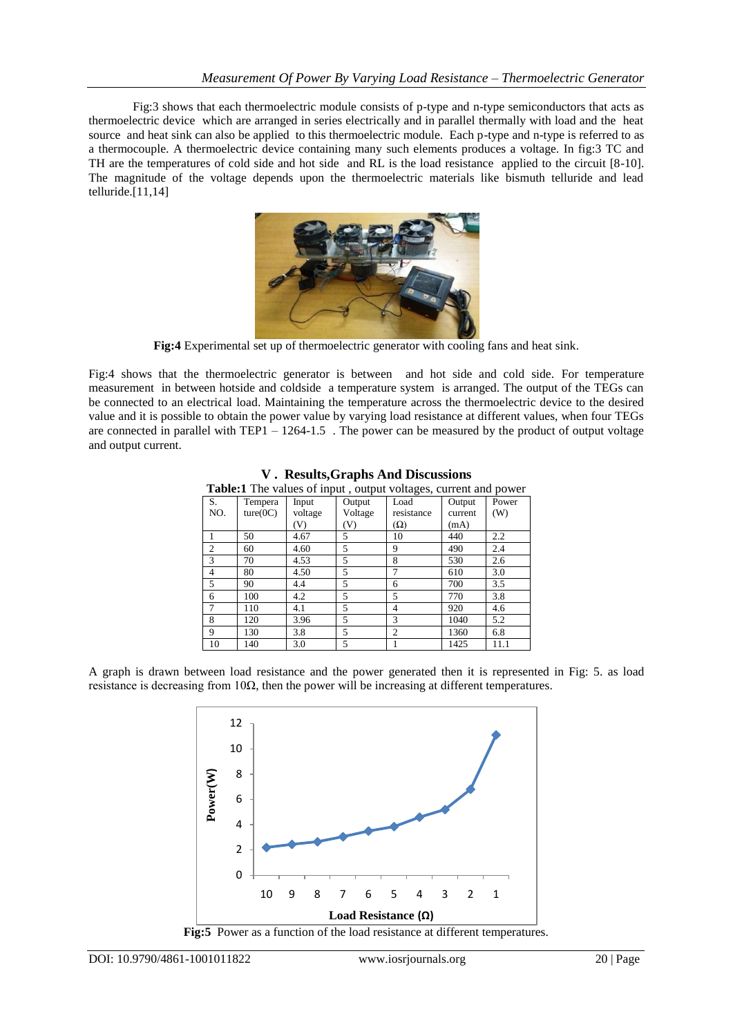Fig:3 shows that each thermoelectric module consists of p-type and n-type semiconductors that acts as thermoelectric device which are arranged in series electrically and in parallel thermally with load and the heat source and heat sink can also be applied to this thermoelectric module. Each p-type and n-type is referred to as a thermocouple. A thermoelectric device containing many such elements produces a voltage. In fig:3 TC and TH are the temperatures of cold side and hot side and RL is the load resistance applied to the circuit [8-10]. The magnitude of the voltage depends upon the thermoelectric materials like bismuth telluride and lead telluride.[11,14]

**Fig:4** Experimental set up of thermoelectric generator with cooling fans and heat sink.

Fig:4 shows that the thermoelectric generator is between and hot side and cold side. For temperature measurement in between hotside and coldside a temperature system is arranged. The output of the TEGs can be connected to an electrical load. Maintaining the temperature across the thermoelectric device to the desired value and it is possible to obtain the power value by varying load resistance at different values, when four TEGs are connected in parallel with TEP1 – 1264-1.5 . The power can be measured by the product of output voltage and output current.

## V . Results,Graphs And Discussions

**Table:1** The values of input , output voltages, current and power

| S. NO. | Temperature(0C) | Input voltage (V) | Output Voltage (V) | Load resistance (Ω) | Output current (mA) | Power (W) |
|---|---|---|---|---|---|---|
| 1 | 50 | 4.67 | 5 | 10 | 440 | 2.2 |
| 2 | 60 | 4.60 | 5 | 9 | 490 | 2.4 |
| 3 | 70 | 4.53 | 5 | 8 | 530 | 2.6 |
| 4 | 80 | 4.50 | 5 | 7 | 610 | 3.0 |
| 5 | 90 | 4.4 | 5 | 6 | 700 | 3.5 |
| 6 | 100 | 4.2 | 5 | 5 | 770 | 3.8 |
| 7 | 110 | 4.1 | 5 | 4 | 920 | 4.6 |
| 8 | 120 | 3.96 | 5 | 3 | 1040 | 5.2 |
| 9 | 130 | 3.8 | 5 | 2 | 1360 | 6.8 |
| 10 | 140 | 3.0 | 5 | 1 | 1425 | 11.1 |

A graph is drawn between load resistance and the power generated then it is represented in Fig: 5. as load resistance is decreasing from 10Ω, then the power will be increasing at different temperatures.

**Fig:5** Power as a function of the load resistance at different temperatures.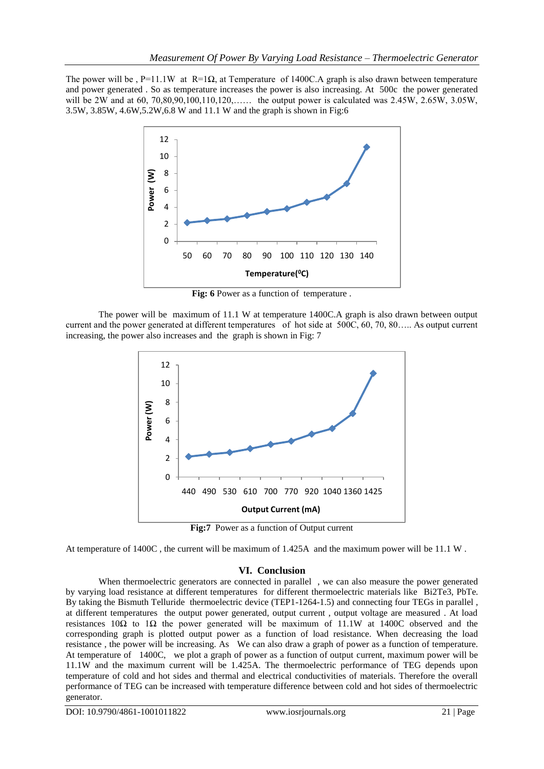The power will be , P=11.1W at R=1Ω, at Temperature of 1400C.A graph is also drawn between temperature and power generated . So as temperature increases the power is also increasing. At 500c the power generated will be 2W and at 60, 70,80,90,100,110,120,…… the output power is calculated was 2.45W, 2.65W, 3.05W, 3.5W, 3.85W, 4.6W,5.2W,6.8 W and 11.1 W and the graph is shown in Fig:6

**Fig: 6** Power as a function of temperature .

The power will be maximum of 11.1 W at temperature 1400C.A graph is also drawn between output current and the power generated at different temperatures of hot side at 500C, 60, 70, 80….. As output current increasing, the power also increases and the graph is shown in Fig: 7

**Fig:7** Power as a function of Output current

At temperature of 1400C , the current will be maximum of 1.425A and the maximum power will be 11.1 W .

## VI. Conclusion

When thermoelectric generators are connected in parallel , we can also measure the power generated by varying load resistance at different temperatures for different thermoelectric materials like Bi2Te3, PbTe. By taking the Bismuth Telluride thermoelectric device (TEP1-1264-1.5) and connecting four TEGs in parallel , at different temperatures the output power generated, output current , output voltage are measured . At load resistances 10Ω to 1Ω the power generated will be maximum of 11.1W at 1400C observed and the corresponding graph is plotted output power as a function of load resistance. When decreasing the load resistance , the power will be increasing. As We can also draw a graph of power as a function of temperature. At temperature of 1400C, we plot a graph of power as a function of output current, maximum power will be 11.1W and the maximum current will be 1.425A. The thermoelectric performance of TEG depends upon temperature of cold and hot sides and thermal and electrical conductivities of materials. Therefore the overall performance of TEG can be increased with temperature difference between cold and hot sides of thermoelectric generator.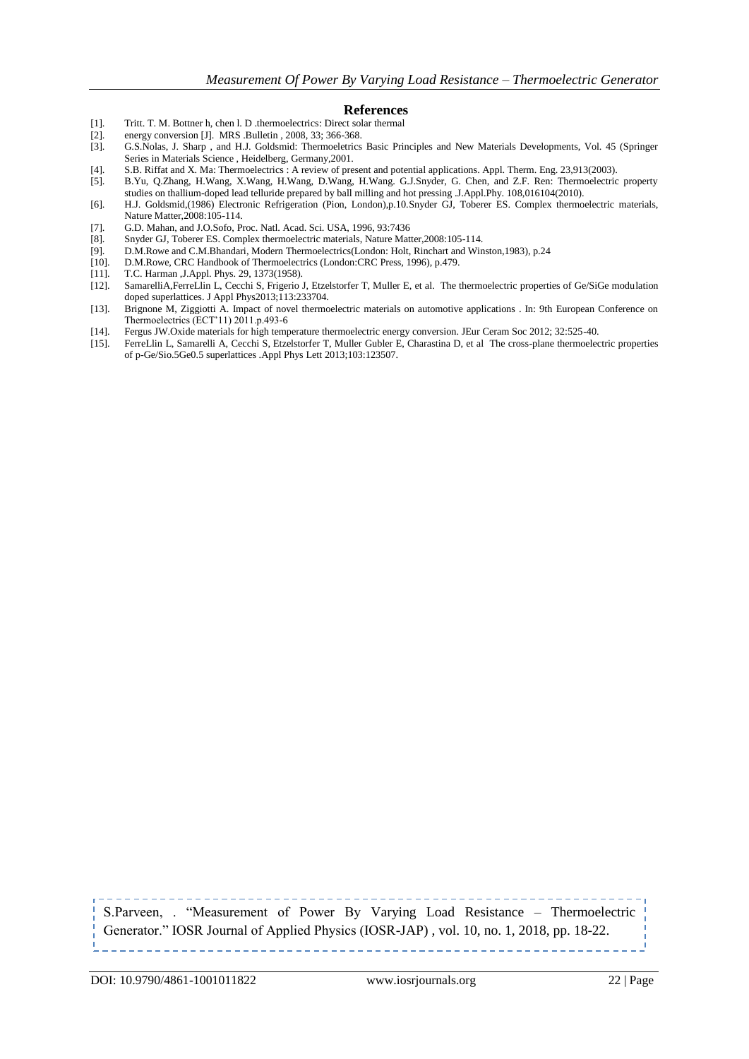## References

[1]. Tritt. T. M. Bottner h, chen l. D .thermoelectrics: Direct solar thermal
[2]. energy conversion [J]. MRS .Bulletin , 2008, 33; 366-368.
[3]. G.S.Nolas, J. Sharp , and H.J. Goldsmid: Thermoeletrics Basic Principles and New Materials Developments, Vol. 45 (Springer Series in Materials Science , Heidelberg, Germany,2001.
[4]. S.B. Riffat and X. Ma: Thermoelectrics : A review of present and potential applications. Appl. Therm. Eng. 23,913(2003).
[5]. B.Yu, Q.Zhang, H.Wang, X.Wang, H.Wang, D.Wang, H.Wang. G.J.Snyder, G. Chen, and Z.F. Ren: Thermoelectric property studies on thallium-doped lead telluride prepared by ball milling and hot pressing .J.Appl.Phy. 108,016104(2010).
[6]. H.J. Goldsmid,(1986) Electronic Refrigeration (Pion, London),p.10.Snyder GJ, Toberer ES. Complex thermoelectric materials, Nature Matter,2008:105-114.
[7]. G.D. Mahan, and J.O.Sofo, Proc. Natl. Acad. Sci. USA, 1996, 93:7436
[8]. Snyder GJ, Toberer ES. Complex thermoelectric materials, Nature Matter,2008:105-114.
[9]. D.M.Rowe and C.M.Bhandari, Modern Thermoelectrics(London: Holt, Rinchart and Winston,1983), p.24
[10]. D.M.Rowe, CRC Handbook of Thermoelectrics (London:CRC Press, 1996), p.479.
[11]. T.C. Harman ,J.Appl. Phys. 29, 1373(1958).
[12]. SamarelliA,FerreLlin L, Cecchi S, Frigerio J, Etzelstorfer T, Muller E, et al. The thermoelectric properties of Ge/SiGe modulation doped superlattices. J Appl Phys2013;113:233704.
[13]. Brignone M, Ziggiotti A. Impact of novel thermoelectric materials on automotive applications . In: 9th European Conference on Thermoelectrics (ECT'11) 2011.p.493-6
[14]. Fergus JW.Oxide materials for high temperature thermoelectric energy conversion. JEur Ceram Soc 2012; 32:525-40.
[15]. FerreLlin L, Samarelli A, Cecchi S, Etzelstorfer T, Muller Gubler E, Charastina D, et al The cross-plane thermoelectric properties of p-Ge/Sio.5Ge0.5 superlattices .Appl Phys Lett 2013;103:123507.

S.Parveen, . "Measurement of Power By Varying Load Resistance – Thermoelectric Generator." IOSR Journal of Applied Physics (IOSR-JAP) , vol. 10, no. 1, 2018, pp. 18-22.